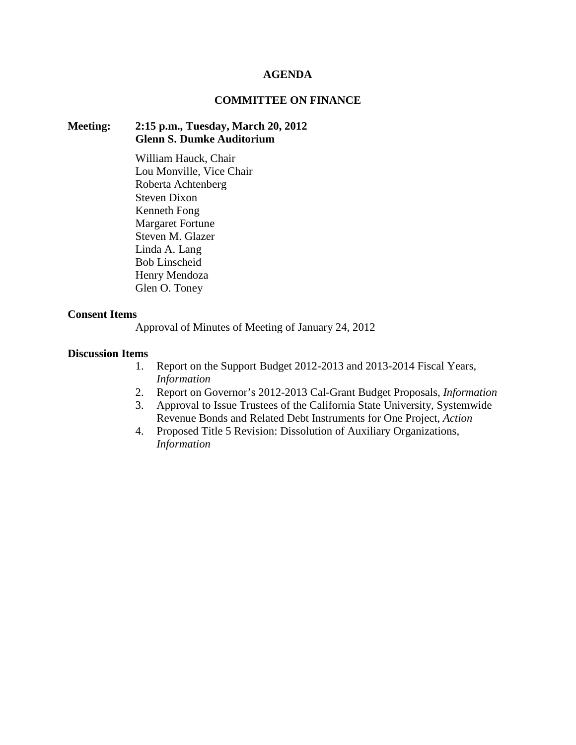# AGENDA

## COMMITTEE ON FINANCE

**Meeting:** **2:15 p.m., Tuesday, March 20, 2012**
**Glenn S. Dumke Auditorium**

William Hauck, Chair
Lou Monville, Vice Chair
Roberta Achtenberg
Steven Dixon
Kenneth Fong
Margaret Fortune
Steven M. Glazer
Linda A. Lang
Bob Linscheid
Henry Mendoza
Glen O. Toney

**Consent Items**

Approval of Minutes of Meeting of January 24, 2012

**Discussion Items**

1. Report on the Support Budget 2012-2013 and 2013-2014 Fiscal Years, *Information*
2. Report on Governor's 2012-2013 Cal-Grant Budget Proposals, *Information*
3. Approval to Issue Trustees of the California State University, Systemwide Revenue Bonds and Related Debt Instruments for One Project, *Action*
4. Proposed Title 5 Revision: Dissolution of Auxiliary Organizations, *Information*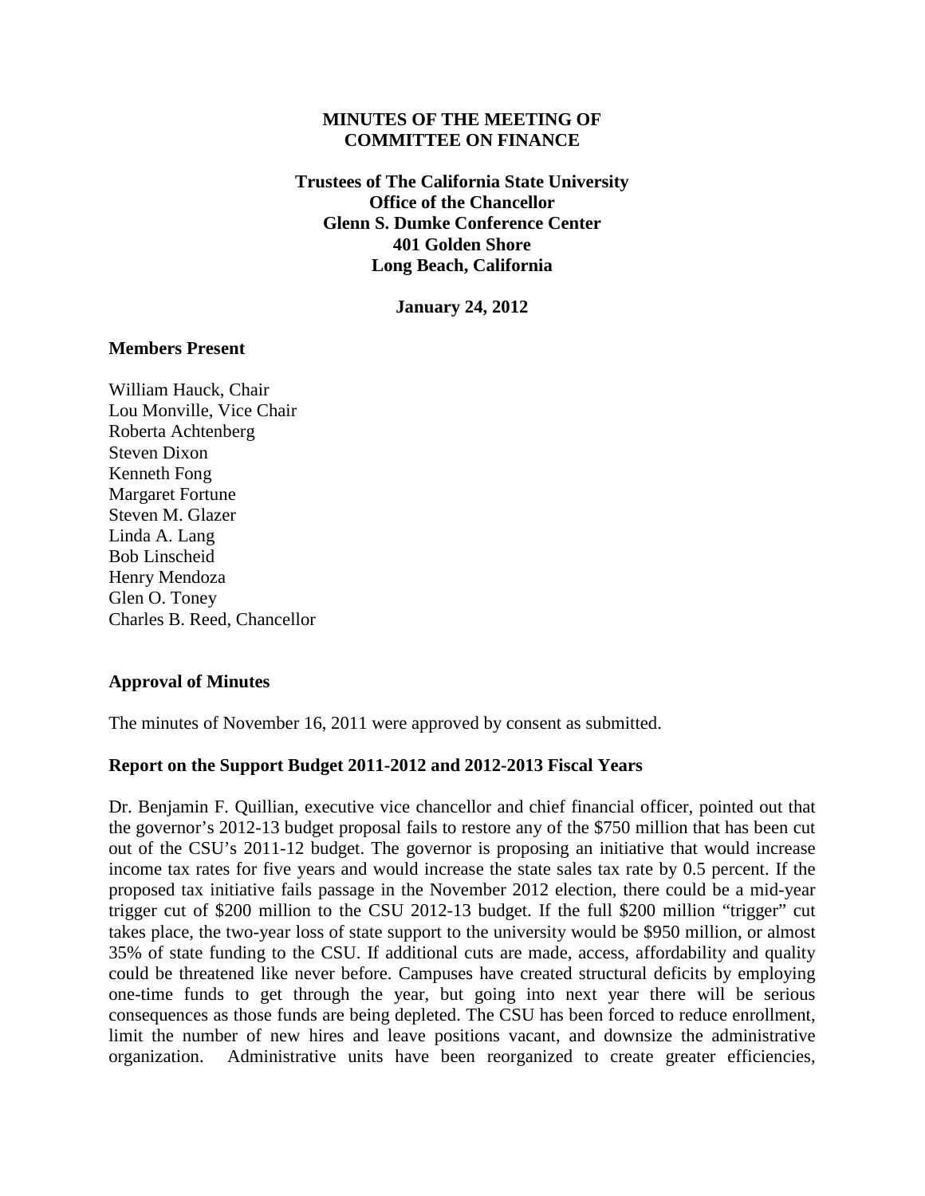**MINUTES OF THE MEETING OF COMMITTEE ON FINANCE**

**Trustees of The California State University**
**Office of the Chancellor**
**Glenn S. Dumke Conference Center**
**401 Golden Shore**
**Long Beach, California**

**January 24, 2012**

**Members Present**

William Hauck, Chair
Lou Monville, Vice Chair
Roberta Achtenberg
Steven Dixon
Kenneth Fong
Margaret Fortune
Steven M. Glazer
Linda A. Lang
Bob Linscheid
Henry Mendoza
Glen O. Toney
Charles B. Reed, Chancellor

**Approval of Minutes**

The minutes of November 16, 2011 were approved by consent as submitted.

**Report on the Support Budget 2011-2012 and 2012-2013 Fiscal Years**

Dr. Benjamin F. Quillian, executive vice chancellor and chief financial officer, pointed out that the governor's 2012-13 budget proposal fails to restore any of the $750 million that has been cut out of the CSU's 2011-12 budget. The governor is proposing an initiative that would increase income tax rates for five years and would increase the state sales tax rate by 0.5 percent. If the proposed tax initiative fails passage in the November 2012 election, there could be a mid-year trigger cut of $200 million to the CSU 2012-13 budget. If the full $200 million "trigger" cut takes place, the two-year loss of state support to the university would be $950 million, or almost 35% of state funding to the CSU. If additional cuts are made, access, affordability and quality could be threatened like never before. Campuses have created structural deficits by employing one-time funds to get through the year, but going into next year there will be serious consequences as those funds are being depleted. The CSU has been forced to reduce enrollment, limit the number of new hires and leave positions vacant, and downsize the administrative organization. Administrative units have been reorganized to create greater efficiencies,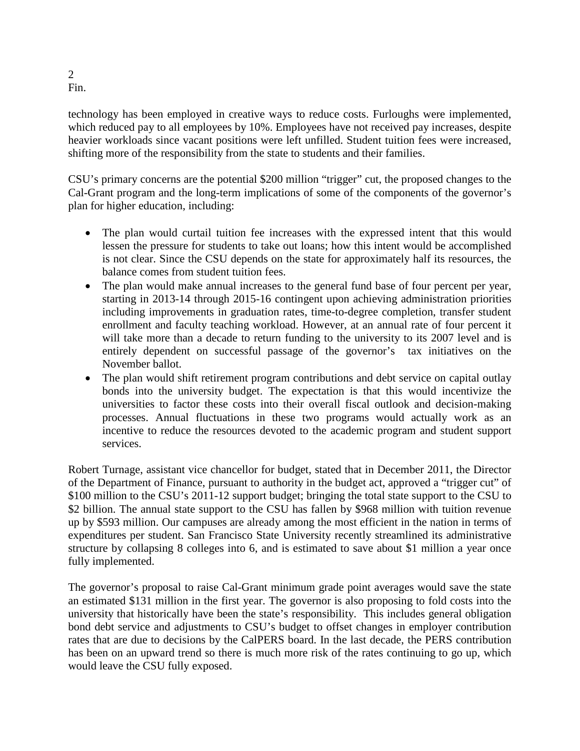technology has been employed in creative ways to reduce costs. Furloughs were implemented, which reduced pay to all employees by 10%. Employees have not received pay increases, despite heavier workloads since vacant positions were left unfilled. Student tuition fees were increased, shifting more of the responsibility from the state to students and their families.

CSU's primary concerns are the potential $200 million "trigger" cut, the proposed changes to the Cal-Grant program and the long-term implications of some of the components of the governor's plan for higher education, including:

- The plan would curtail tuition fee increases with the expressed intent that this would lessen the pressure for students to take out loans; how this intent would be accomplished is not clear. Since the CSU depends on the state for approximately half its resources, the balance comes from student tuition fees.
- The plan would make annual increases to the general fund base of four percent per year, starting in 2013-14 through 2015-16 contingent upon achieving administration priorities including improvements in graduation rates, time-to-degree completion, transfer student enrollment and faculty teaching workload. However, at an annual rate of four percent it will take more than a decade to return funding to the university to its 2007 level and is entirely dependent on successful passage of the governor's tax initiatives on the November ballot.
- The plan would shift retirement program contributions and debt service on capital outlay bonds into the university budget. The expectation is that this would incentivize the universities to factor these costs into their overall fiscal outlook and decision-making processes. Annual fluctuations in these two programs would actually work as an incentive to reduce the resources devoted to the academic program and student support services.

Robert Turnage, assistant vice chancellor for budget, stated that in December 2011, the Director of the Department of Finance, pursuant to authority in the budget act, approved a "trigger cut" of $100 million to the CSU's 2011-12 support budget; bringing the total state support to the CSU to $2 billion. The annual state support to the CSU has fallen by $968 million with tuition revenue up by $593 million. Our campuses are already among the most efficient in the nation in terms of expenditures per student. San Francisco State University recently streamlined its administrative structure by collapsing 8 colleges into 6, and is estimated to save about $1 million a year once fully implemented.

The governor's proposal to raise Cal-Grant minimum grade point averages would save the state an estimated $131 million in the first year. The governor is also proposing to fold costs into the university that historically have been the state's responsibility. This includes general obligation bond debt service and adjustments to CSU's budget to offset changes in employer contribution rates that are due to decisions by the CalPERS board. In the last decade, the PERS contribution has been on an upward trend so there is much more risk of the rates continuing to go up, which would leave the CSU fully exposed.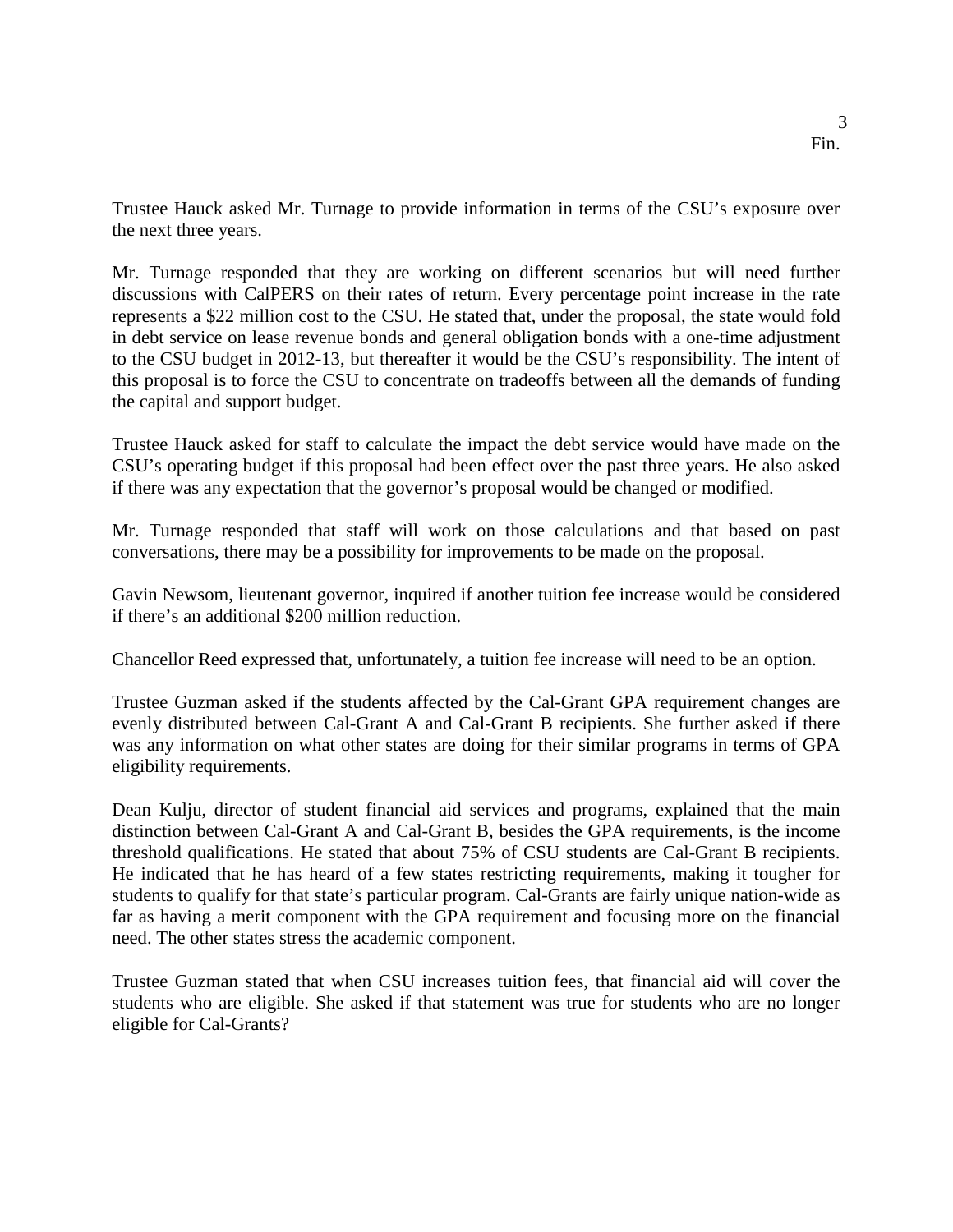Trustee Hauck asked Mr. Turnage to provide information in terms of the CSU's exposure over the next three years.

Mr. Turnage responded that they are working on different scenarios but will need further discussions with CalPERS on their rates of return. Every percentage point increase in the rate represents a $22 million cost to the CSU. He stated that, under the proposal, the state would fold in debt service on lease revenue bonds and general obligation bonds with a one-time adjustment to the CSU budget in 2012-13, but thereafter it would be the CSU's responsibility. The intent of this proposal is to force the CSU to concentrate on tradeoffs between all the demands of funding the capital and support budget.

Trustee Hauck asked for staff to calculate the impact the debt service would have made on the CSU's operating budget if this proposal had been effect over the past three years. He also asked if there was any expectation that the governor's proposal would be changed or modified.

Mr. Turnage responded that staff will work on those calculations and that based on past conversations, there may be a possibility for improvements to be made on the proposal.

Gavin Newsom, lieutenant governor, inquired if another tuition fee increase would be considered if there's an additional $200 million reduction.

Chancellor Reed expressed that, unfortunately, a tuition fee increase will need to be an option.

Trustee Guzman asked if the students affected by the Cal-Grant GPA requirement changes are evenly distributed between Cal-Grant A and Cal-Grant B recipients. She further asked if there was any information on what other states are doing for their similar programs in terms of GPA eligibility requirements.

Dean Kulju, director of student financial aid services and programs, explained that the main distinction between Cal-Grant A and Cal-Grant B, besides the GPA requirements, is the income threshold qualifications. He stated that about 75% of CSU students are Cal-Grant B recipients. He indicated that he has heard of a few states restricting requirements, making it tougher for students to qualify for that state's particular program. Cal-Grants are fairly unique nation-wide as far as having a merit component with the GPA requirement and focusing more on the financial need. The other states stress the academic component.

Trustee Guzman stated that when CSU increases tuition fees, that financial aid will cover the students who are eligible. She asked if that statement was true for students who are no longer eligible for Cal-Grants?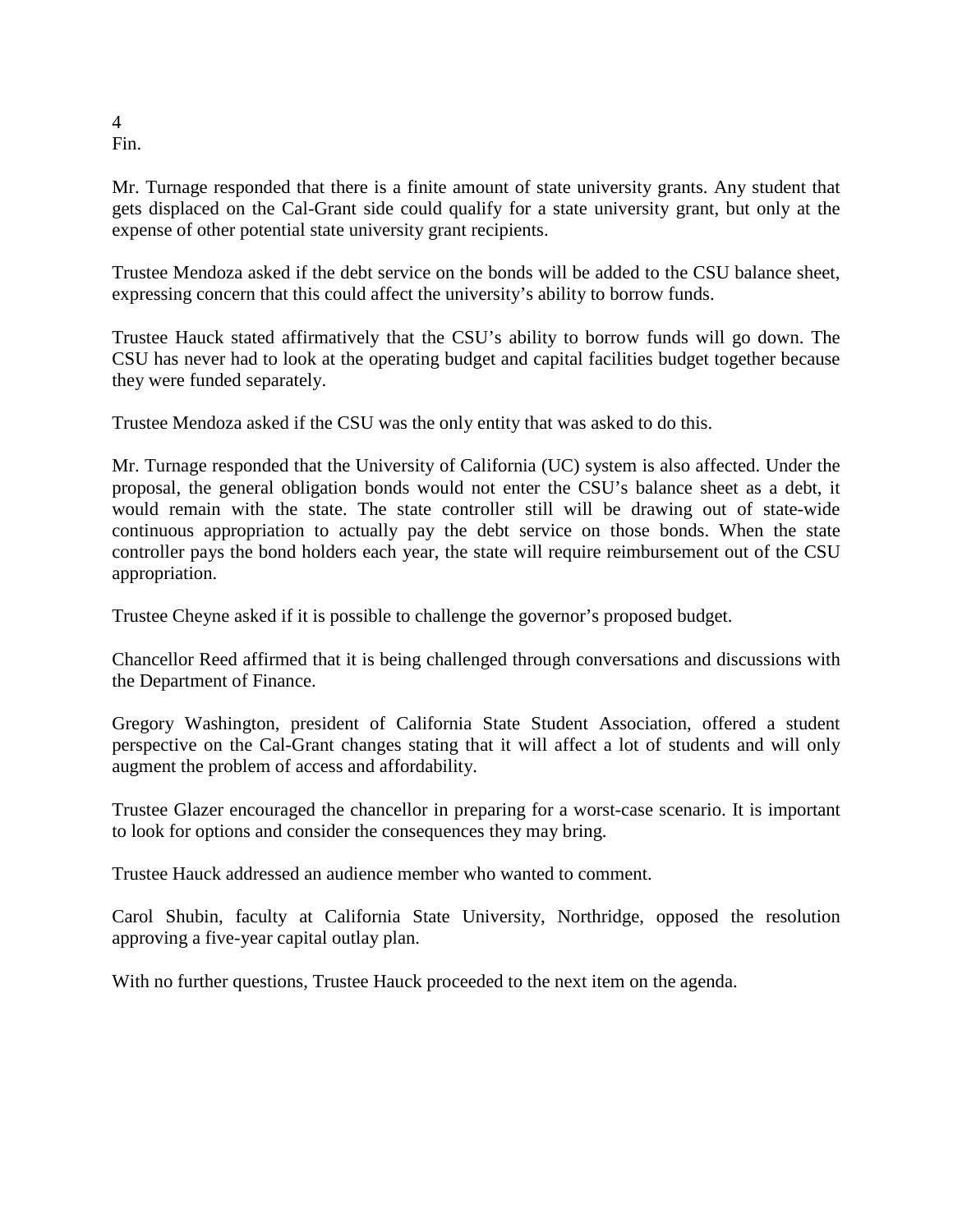Mr. Turnage responded that there is a finite amount of state university grants. Any student that gets displaced on the Cal-Grant side could qualify for a state university grant, but only at the expense of other potential state university grant recipients.

Trustee Mendoza asked if the debt service on the bonds will be added to the CSU balance sheet, expressing concern that this could affect the university's ability to borrow funds.

Trustee Hauck stated affirmatively that the CSU's ability to borrow funds will go down. The CSU has never had to look at the operating budget and capital facilities budget together because they were funded separately.

Trustee Mendoza asked if the CSU was the only entity that was asked to do this.

Mr. Turnage responded that the University of California (UC) system is also affected. Under the proposal, the general obligation bonds would not enter the CSU's balance sheet as a debt, it would remain with the state. The state controller still will be drawing out of state-wide continuous appropriation to actually pay the debt service on those bonds. When the state controller pays the bond holders each year, the state will require reimbursement out of the CSU appropriation.

Trustee Cheyne asked if it is possible to challenge the governor's proposed budget.

Chancellor Reed affirmed that it is being challenged through conversations and discussions with the Department of Finance.

Gregory Washington, president of California State Student Association, offered a student perspective on the Cal-Grant changes stating that it will affect a lot of students and will only augment the problem of access and affordability.

Trustee Glazer encouraged the chancellor in preparing for a worst-case scenario. It is important to look for options and consider the consequences they may bring.

Trustee Hauck addressed an audience member who wanted to comment.

Carol Shubin, faculty at California State University, Northridge, opposed the resolution approving a five-year capital outlay plan.

With no further questions, Trustee Hauck proceeded to the next item on the agenda.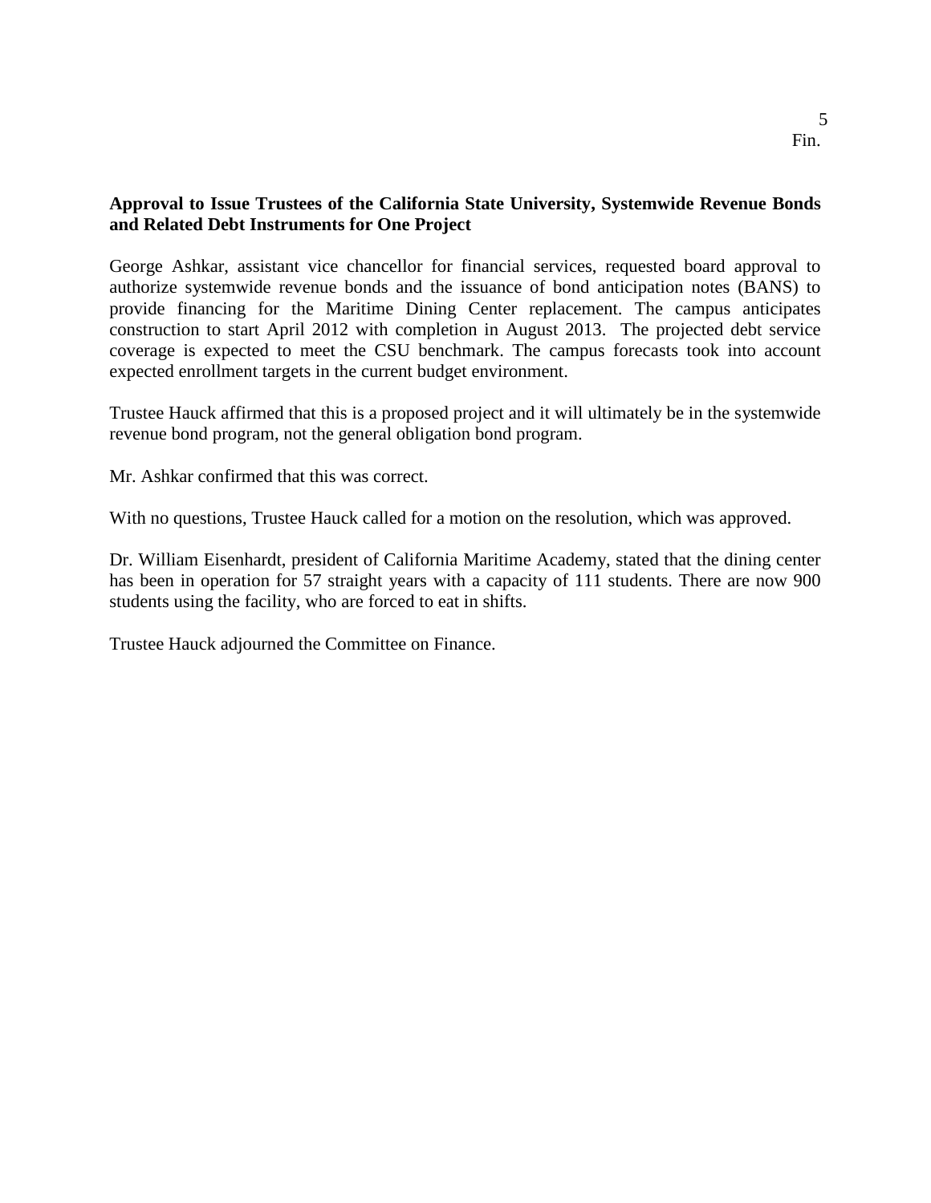**Approval to Issue Trustees of the California State University, Systemwide Revenue Bonds and Related Debt Instruments for One Project**

George Ashkar, assistant vice chancellor for financial services, requested board approval to authorize systemwide revenue bonds and the issuance of bond anticipation notes (BANS) to provide financing for the Maritime Dining Center replacement. The campus anticipates construction to start April 2012 with completion in August 2013. The projected debt service coverage is expected to meet the CSU benchmark. The campus forecasts took into account expected enrollment targets in the current budget environment.

Trustee Hauck affirmed that this is a proposed project and it will ultimately be in the systemwide revenue bond program, not the general obligation bond program.

Mr. Ashkar confirmed that this was correct.

With no questions, Trustee Hauck called for a motion on the resolution, which was approved.

Dr. William Eisenhardt, president of California Maritime Academy, stated that the dining center has been in operation for 57 straight years with a capacity of 111 students. There are now 900 students using the facility, who are forced to eat in shifts.

Trustee Hauck adjourned the Committee on Finance.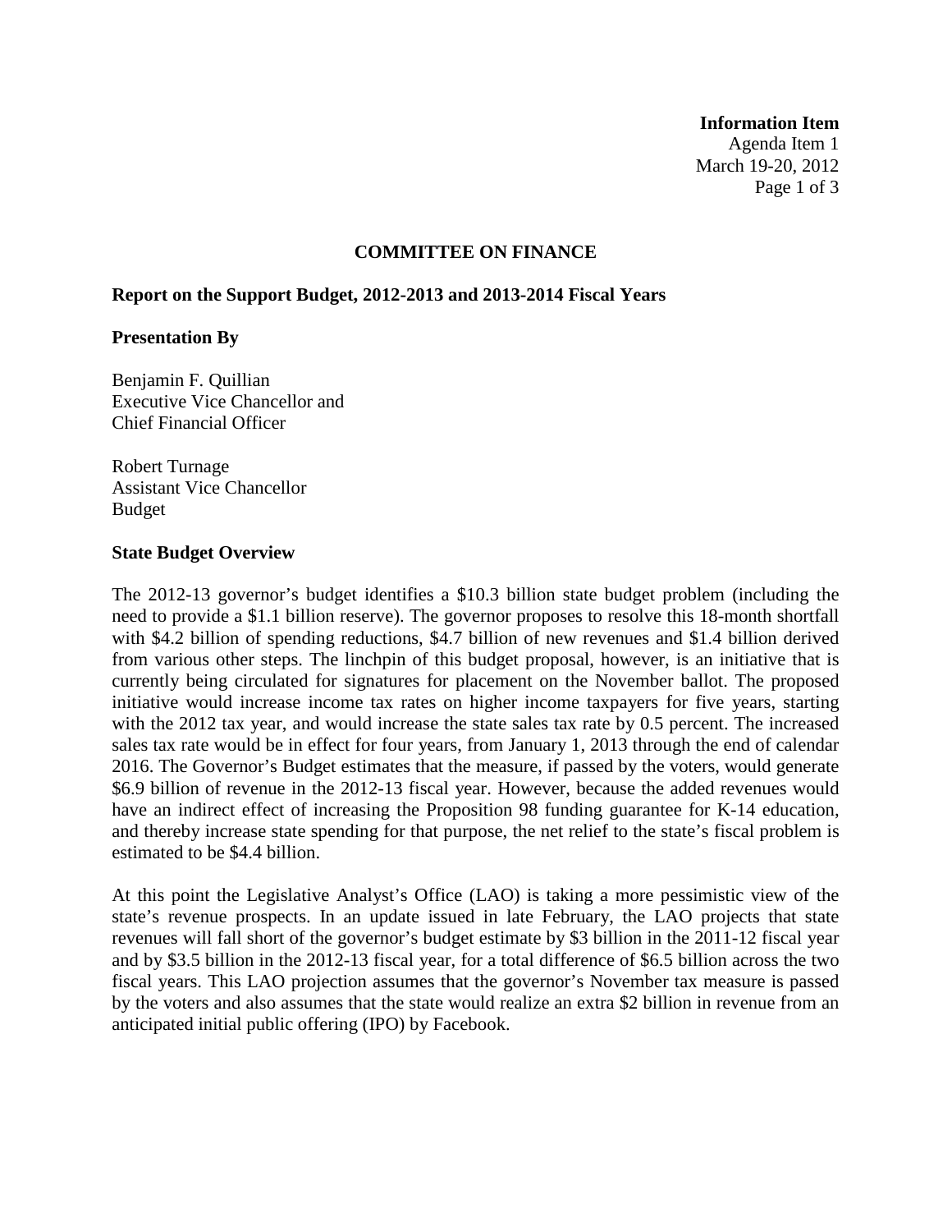**Information Item**
Agenda Item 1
March 19-20, 2012

## COMMITTEE ON FINANCE

### Report on the Support Budget, 2012-2013 and 2013-2014 Fiscal Years

**Presentation By**

Benjamin F. Quillian
Executive Vice Chancellor and
Chief Financial Officer

Robert Turnage
Assistant Vice Chancellor
Budget

**State Budget Overview**

The 2012-13 governor's budget identifies a $10.3 billion state budget problem (including the need to provide a $1.1 billion reserve). The governor proposes to resolve this 18-month shortfall with $4.2 billion of spending reductions, $4.7 billion of new revenues and $1.4 billion derived from various other steps. The linchpin of this budget proposal, however, is an initiative that is currently being circulated for signatures for placement on the November ballot. The proposed initiative would increase income tax rates on higher income taxpayers for five years, starting with the 2012 tax year, and would increase the state sales tax rate by 0.5 percent. The increased sales tax rate would be in effect for four years, from January 1, 2013 through the end of calendar 2016. The Governor's Budget estimates that the measure, if passed by the voters, would generate $6.9 billion of revenue in the 2012-13 fiscal year. However, because the added revenues would have an indirect effect of increasing the Proposition 98 funding guarantee for K-14 education, and thereby increase state spending for that purpose, the net relief to the state's fiscal problem is estimated to be $4.4 billion.

At this point the Legislative Analyst's Office (LAO) is taking a more pessimistic view of the state's revenue prospects. In an update issued in late February, the LAO projects that state revenues will fall short of the governor's budget estimate by $3 billion in the 2011-12 fiscal year and by $3.5 billion in the 2012-13 fiscal year, for a total difference of $6.5 billion across the two fiscal years. This LAO projection assumes that the governor's November tax measure is passed by the voters and also assumes that the state would realize an extra $2 billion in revenue from an anticipated initial public offering (IPO) by Facebook.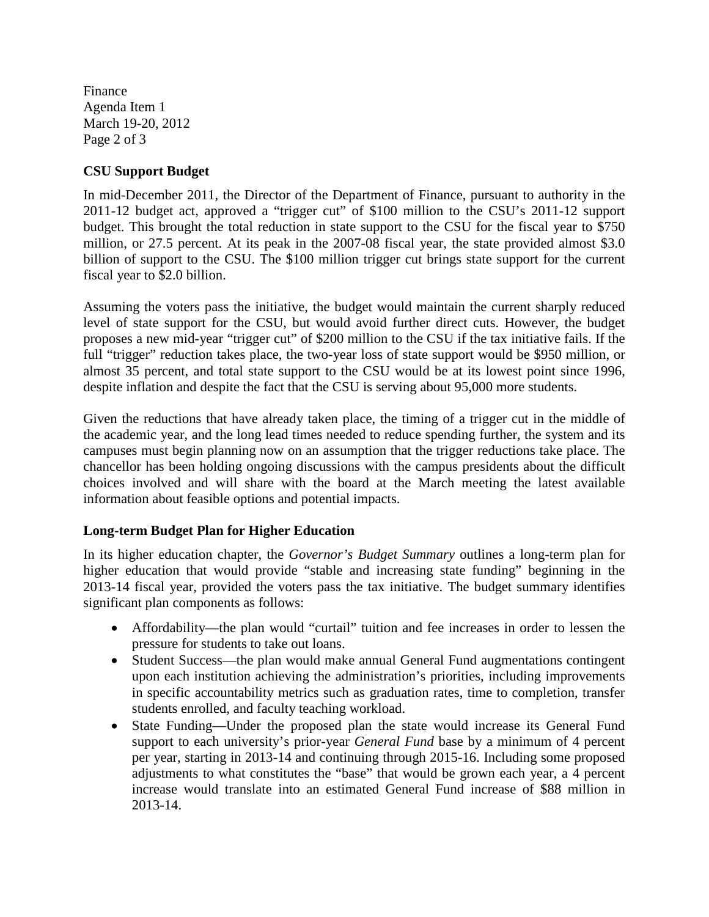## CSU Support Budget

In mid-December 2011, the Director of the Department of Finance, pursuant to authority in the 2011-12 budget act, approved a "trigger cut" of $100 million to the CSU's 2011-12 support budget. This brought the total reduction in state support to the CSU for the fiscal year to $750 million, or 27.5 percent. At its peak in the 2007-08 fiscal year, the state provided almost $3.0 billion of support to the CSU. The $100 million trigger cut brings state support for the current fiscal year to $2.0 billion.

Assuming the voters pass the initiative, the budget would maintain the current sharply reduced level of state support for the CSU, but would avoid further direct cuts. However, the budget proposes a new mid-year "trigger cut" of $200 million to the CSU if the tax initiative fails. If the full "trigger" reduction takes place, the two-year loss of state support would be $950 million, or almost 35 percent, and total state support to the CSU would be at its lowest point since 1996, despite inflation and despite the fact that the CSU is serving about 95,000 more students.

Given the reductions that have already taken place, the timing of a trigger cut in the middle of the academic year, and the long lead times needed to reduce spending further, the system and its campuses must begin planning now on an assumption that the trigger reductions take place. The chancellor has been holding ongoing discussions with the campus presidents about the difficult choices involved and will share with the board at the March meeting the latest available information about feasible options and potential impacts.

## Long-term Budget Plan for Higher Education

In its higher education chapter, the *Governor's Budget Summary* outlines a long-term plan for higher education that would provide "stable and increasing state funding" beginning in the 2013-14 fiscal year, provided the voters pass the tax initiative. The budget summary identifies significant plan components as follows:

- Affordability—the plan would "curtail" tuition and fee increases in order to lessen the pressure for students to take out loans.
- Student Success—the plan would make annual General Fund augmentations contingent upon each institution achieving the administration's priorities, including improvements in specific accountability metrics such as graduation rates, time to completion, transfer students enrolled, and faculty teaching workload.
- State Funding—Under the proposed plan the state would increase its General Fund support to each university's prior-year *General Fund* base by a minimum of 4 percent per year, starting in 2013-14 and continuing through 2015-16. Including some proposed adjustments to what constitutes the "base" that would be grown each year, a 4 percent increase would translate into an estimated General Fund increase of $88 million in 2013-14.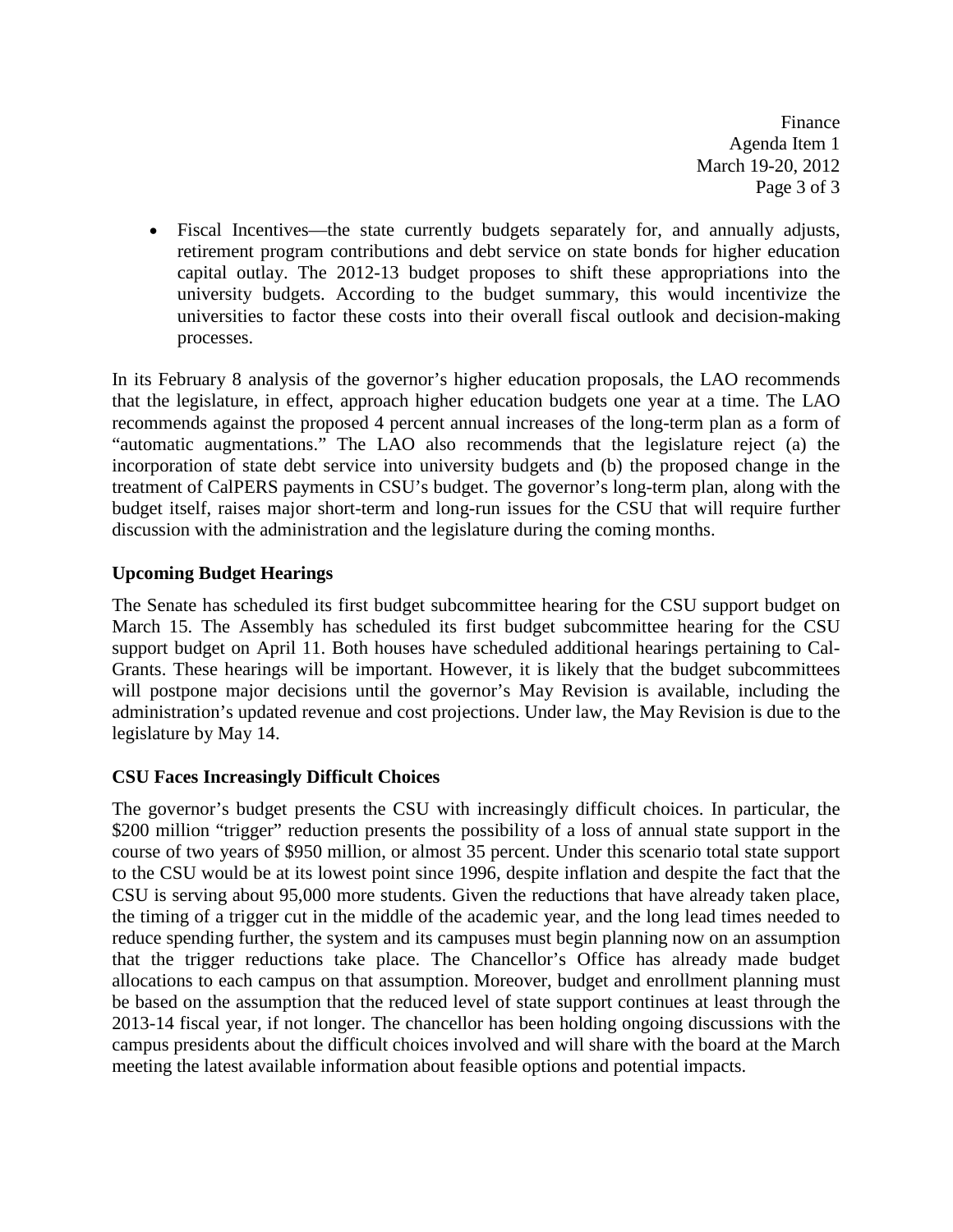- Fiscal Incentives—the state currently budgets separately for, and annually adjusts, retirement program contributions and debt service on state bonds for higher education capital outlay. The 2012-13 budget proposes to shift these appropriations into the university budgets. According to the budget summary, this would incentivize the universities to factor these costs into their overall fiscal outlook and decision-making processes.

In its February 8 analysis of the governor's higher education proposals, the LAO recommends that the legislature, in effect, approach higher education budgets one year at a time. The LAO recommends against the proposed 4 percent annual increases of the long-term plan as a form of "automatic augmentations." The LAO also recommends that the legislature reject (a) the incorporation of state debt service into university budgets and (b) the proposed change in the treatment of CalPERS payments in CSU's budget. The governor's long-term plan, along with the budget itself, raises major short-term and long-run issues for the CSU that will require further discussion with the administration and the legislature during the coming months.

**Upcoming Budget Hearings**

The Senate has scheduled its first budget subcommittee hearing for the CSU support budget on March 15. The Assembly has scheduled its first budget subcommittee hearing for the CSU support budget on April 11. Both houses have scheduled additional hearings pertaining to Cal-Grants. These hearings will be important. However, it is likely that the budget subcommittees will postpone major decisions until the governor's May Revision is available, including the administration's updated revenue and cost projections. Under law, the May Revision is due to the legislature by May 14.

**CSU Faces Increasingly Difficult Choices**

The governor's budget presents the CSU with increasingly difficult choices. In particular, the $200 million "trigger" reduction presents the possibility of a loss of annual state support in the course of two years of $950 million, or almost 35 percent. Under this scenario total state support to the CSU would be at its lowest point since 1996, despite inflation and despite the fact that the CSU is serving about 95,000 more students. Given the reductions that have already taken place, the timing of a trigger cut in the middle of the academic year, and the long lead times needed to reduce spending further, the system and its campuses must begin planning now on an assumption that the trigger reductions take place. The Chancellor's Office has already made budget allocations to each campus on that assumption. Moreover, budget and enrollment planning must be based on the assumption that the reduced level of state support continues at least through the 2013-14 fiscal year, if not longer. The chancellor has been holding ongoing discussions with the campus presidents about the difficult choices involved and will share with the board at the March meeting the latest available information about feasible options and potential impacts.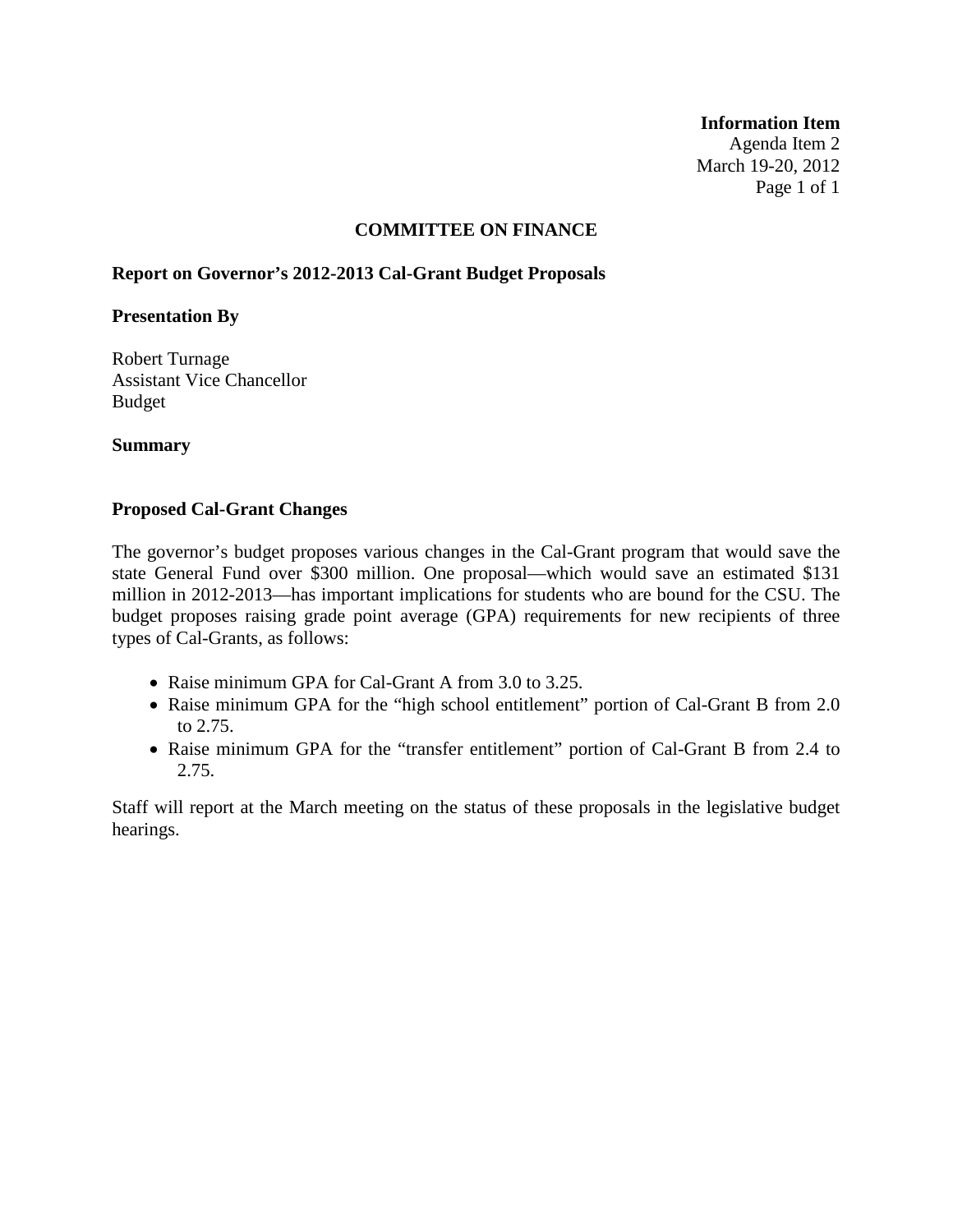**Information Item**
Agenda Item 2
March 19-20, 2012

## COMMITTEE ON FINANCE

**Report on Governor's 2012-2013 Cal-Grant Budget Proposals**

**Presentation By**

Robert Turnage
Assistant Vice Chancellor
Budget

**Summary**

**Proposed Cal-Grant Changes**

The governor's budget proposes various changes in the Cal-Grant program that would save the state General Fund over $300 million. One proposal—which would save an estimated $131 million in 2012-2013—has important implications for students who are bound for the CSU. The budget proposes raising grade point average (GPA) requirements for new recipients of three types of Cal-Grants, as follows:

- Raise minimum GPA for Cal-Grant A from 3.0 to 3.25.
- Raise minimum GPA for the "high school entitlement" portion of Cal-Grant B from 2.0 to 2.75.
- Raise minimum GPA for the "transfer entitlement" portion of Cal-Grant B from 2.4 to 2.75.

Staff will report at the March meeting on the status of these proposals in the legislative budget hearings.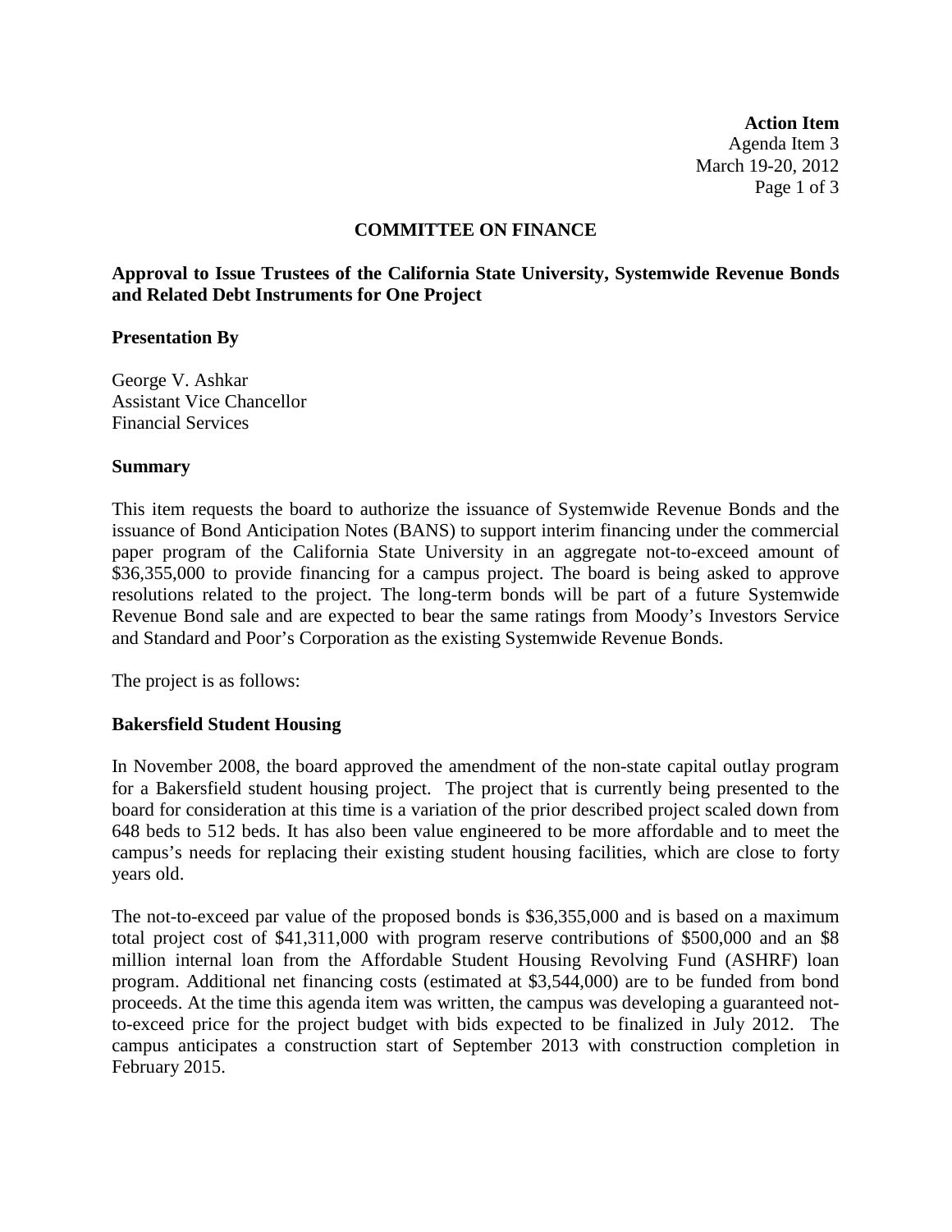**Action Item**
Agenda Item 3
March 19-20, 2012

## COMMITTEE ON FINANCE

**Approval to Issue Trustees of the California State University, Systemwide Revenue Bonds and Related Debt Instruments for One Project**

### Presentation By

George V. Ashkar
Assistant Vice Chancellor
Financial Services

### Summary

This item requests the board to authorize the issuance of Systemwide Revenue Bonds and the issuance of Bond Anticipation Notes (BANS) to support interim financing under the commercial paper program of the California State University in an aggregate not-to-exceed amount of $36,355,000 to provide financing for a campus project. The board is being asked to approve resolutions related to the project. The long-term bonds will be part of a future Systemwide Revenue Bond sale and are expected to bear the same ratings from Moody's Investors Service and Standard and Poor's Corporation as the existing Systemwide Revenue Bonds.

The project is as follows:

### Bakersfield Student Housing

In November 2008, the board approved the amendment of the non-state capital outlay program for a Bakersfield student housing project. The project that is currently being presented to the board for consideration at this time is a variation of the prior described project scaled down from 648 beds to 512 beds. It has also been value engineered to be more affordable and to meet the campus's needs for replacing their existing student housing facilities, which are close to forty years old.

The not-to-exceed par value of the proposed bonds is $36,355,000 and is based on a maximum total project cost of $41,311,000 with program reserve contributions of $500,000 and an $8 million internal loan from the Affordable Student Housing Revolving Fund (ASHRF) loan program. Additional net financing costs (estimated at $3,544,000) are to be funded from bond proceeds. At the time this agenda item was written, the campus was developing a guaranteed not-to-exceed price for the project budget with bids expected to be finalized in July 2012. The campus anticipates a construction start of September 2013 with construction completion in February 2015.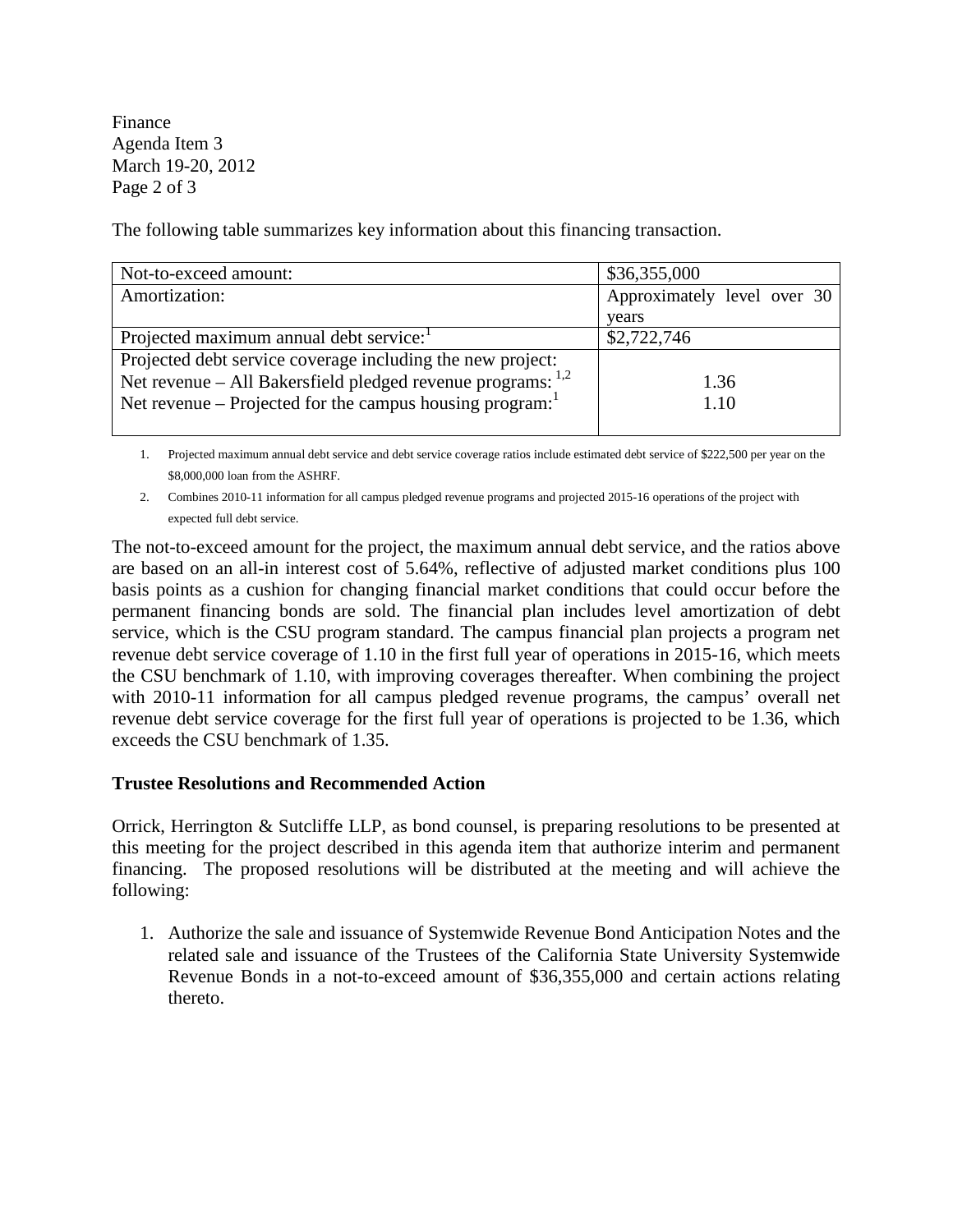The following table summarizes key information about this financing transaction.

| | |
|---|---|
| Not-to-exceed amount: | $36,355,000 |
| Amortization: | Approximately level over 30 years |
| Projected maximum annual debt service:[1] | $2,722,746 |
| Projected debt service coverage including the new project:<br>Net revenue – All Bakersfield pledged revenue programs: [1,2]<br>Net revenue – Projected for the campus housing program:[1] | <br>1.36<br>1.10 |

1. Projected maximum annual debt service and debt service coverage ratios include estimated debt service of $222,500 per year on the $8,000,000 loan from the ASHRF.
2. Combines 2010-11 information for all campus pledged revenue programs and projected 2015-16 operations of the project with expected full debt service.

The not-to-exceed amount for the project, the maximum annual debt service, and the ratios above are based on an all-in interest cost of 5.64%, reflective of adjusted market conditions plus 100 basis points as a cushion for changing financial market conditions that could occur before the permanent financing bonds are sold. The financial plan includes level amortization of debt service, which is the CSU program standard. The campus financial plan projects a program net revenue debt service coverage of 1.10 in the first full year of operations in 2015-16, which meets the CSU benchmark of 1.10, with improving coverages thereafter. When combining the project with 2010-11 information for all campus pledged revenue programs, the campus' overall net revenue debt service coverage for the first full year of operations is projected to be 1.36, which exceeds the CSU benchmark of 1.35.

**Trustee Resolutions and Recommended Action**

Orrick, Herrington & Sutcliffe LLP, as bond counsel, is preparing resolutions to be presented at this meeting for the project described in this agenda item that authorize interim and permanent financing. The proposed resolutions will be distributed at the meeting and will achieve the following:

1. Authorize the sale and issuance of Systemwide Revenue Bond Anticipation Notes and the related sale and issuance of the Trustees of the California State University Systemwide Revenue Bonds in a not-to-exceed amount of $36,355,000 and certain actions relating thereto.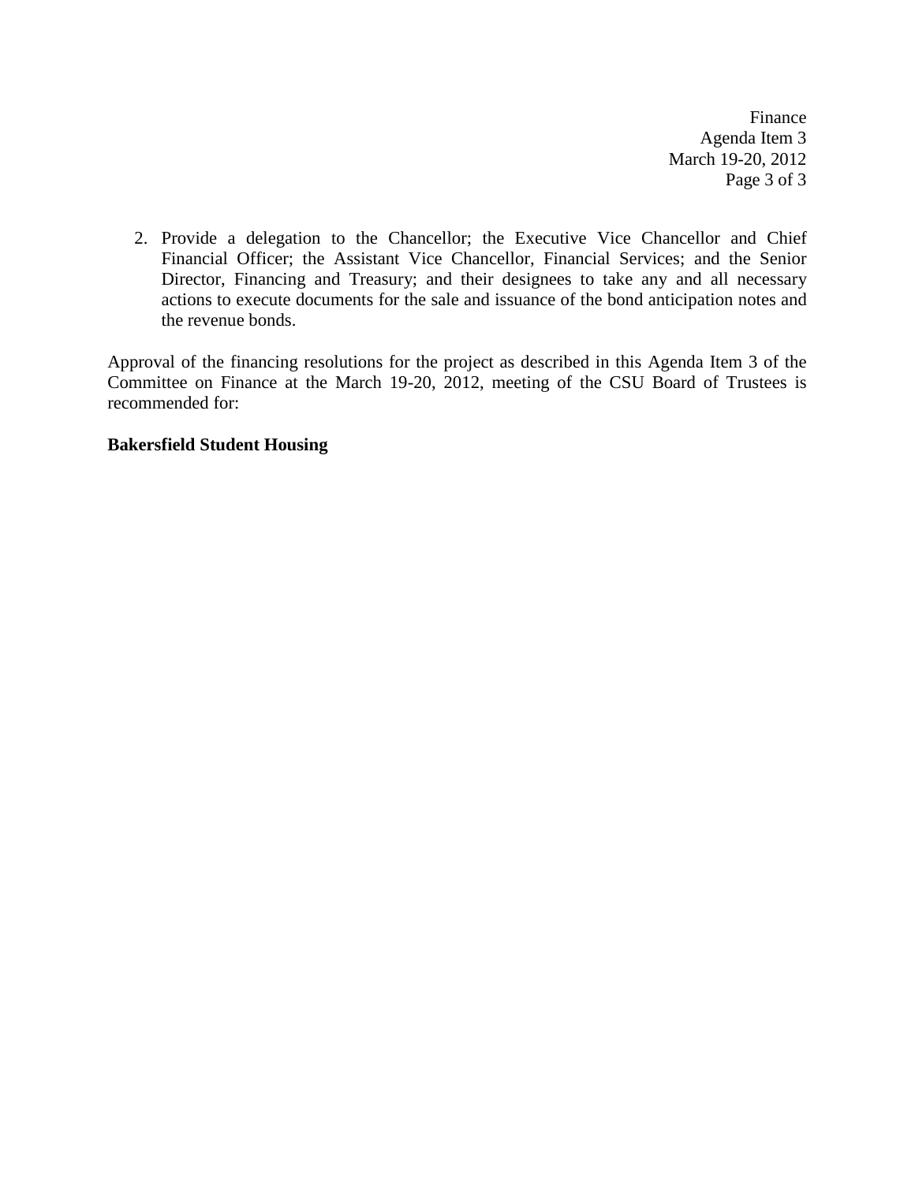2. Provide a delegation to the Chancellor; the Executive Vice Chancellor and Chief Financial Officer; the Assistant Vice Chancellor, Financial Services; and the Senior Director, Financing and Treasury; and their designees to take any and all necessary actions to execute documents for the sale and issuance of the bond anticipation notes and the revenue bonds.

Approval of the financing resolutions for the project as described in this Agenda Item 3 of the Committee on Finance at the March 19-20, 2012, meeting of the CSU Board of Trustees is recommended for:

**Bakersfield Student Housing**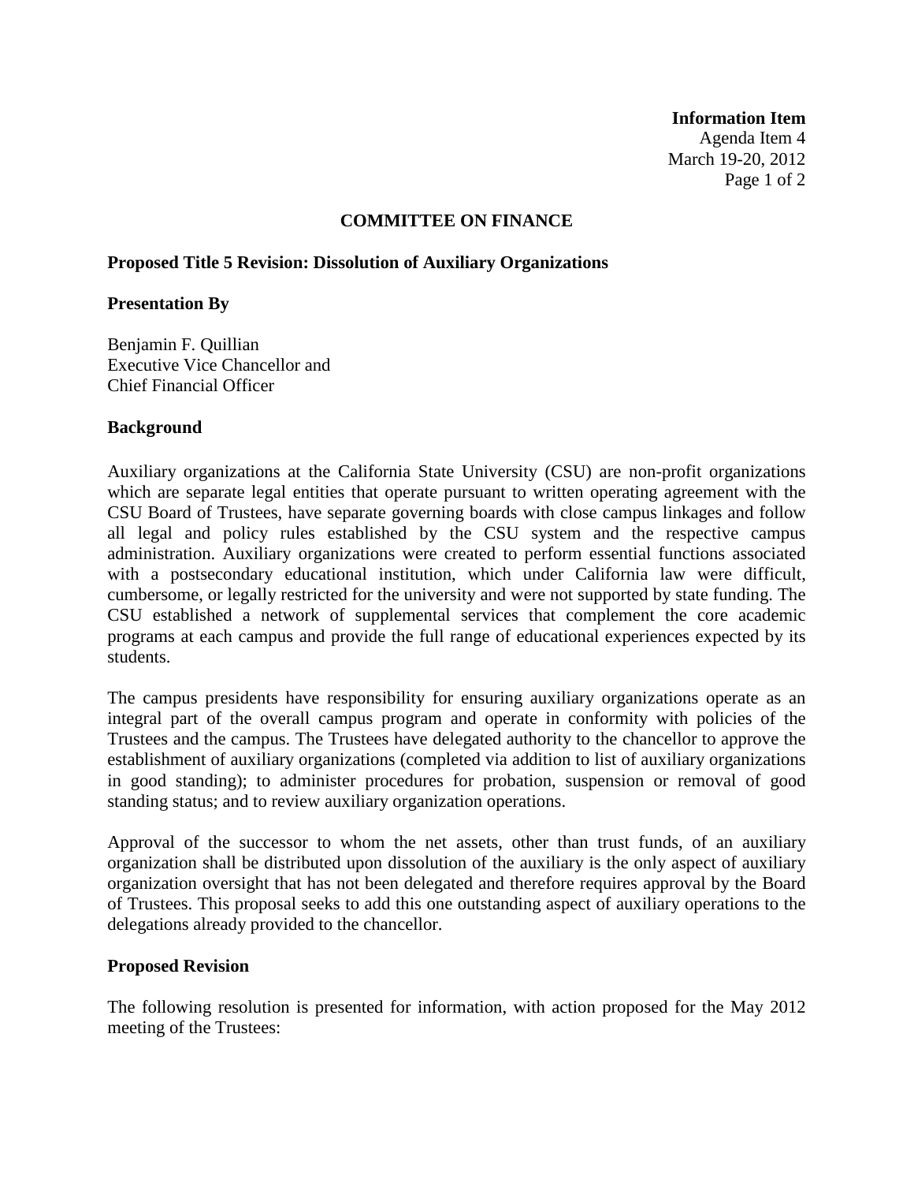**Information Item**
Agenda Item 4
March 19-20, 2012

## COMMITTEE ON FINANCE

### Proposed Title 5 Revision: Dissolution of Auxiliary Organizations

**Presentation By**

Benjamin F. Quillian
Executive Vice Chancellor and
Chief Financial Officer

**Background**

Auxiliary organizations at the California State University (CSU) are non-profit organizations which are separate legal entities that operate pursuant to written operating agreement with the CSU Board of Trustees, have separate governing boards with close campus linkages and follow all legal and policy rules established by the CSU system and the respective campus administration. Auxiliary organizations were created to perform essential functions associated with a postsecondary educational institution, which under California law were difficult, cumbersome, or legally restricted for the university and were not supported by state funding. The CSU established a network of supplemental services that complement the core academic programs at each campus and provide the full range of educational experiences expected by its students.

The campus presidents have responsibility for ensuring auxiliary organizations operate as an integral part of the overall campus program and operate in conformity with policies of the Trustees and the campus. The Trustees have delegated authority to the chancellor to approve the establishment of auxiliary organizations (completed via addition to list of auxiliary organizations in good standing); to administer procedures for probation, suspension or removal of good standing status; and to review auxiliary organization operations.

Approval of the successor to whom the net assets, other than trust funds, of an auxiliary organization shall be distributed upon dissolution of the auxiliary is the only aspect of auxiliary organization oversight that has not been delegated and therefore requires approval by the Board of Trustees. This proposal seeks to add this one outstanding aspect of auxiliary operations to the delegations already provided to the chancellor.

**Proposed Revision**

The following resolution is presented for information, with action proposed for the May 2012 meeting of the Trustees: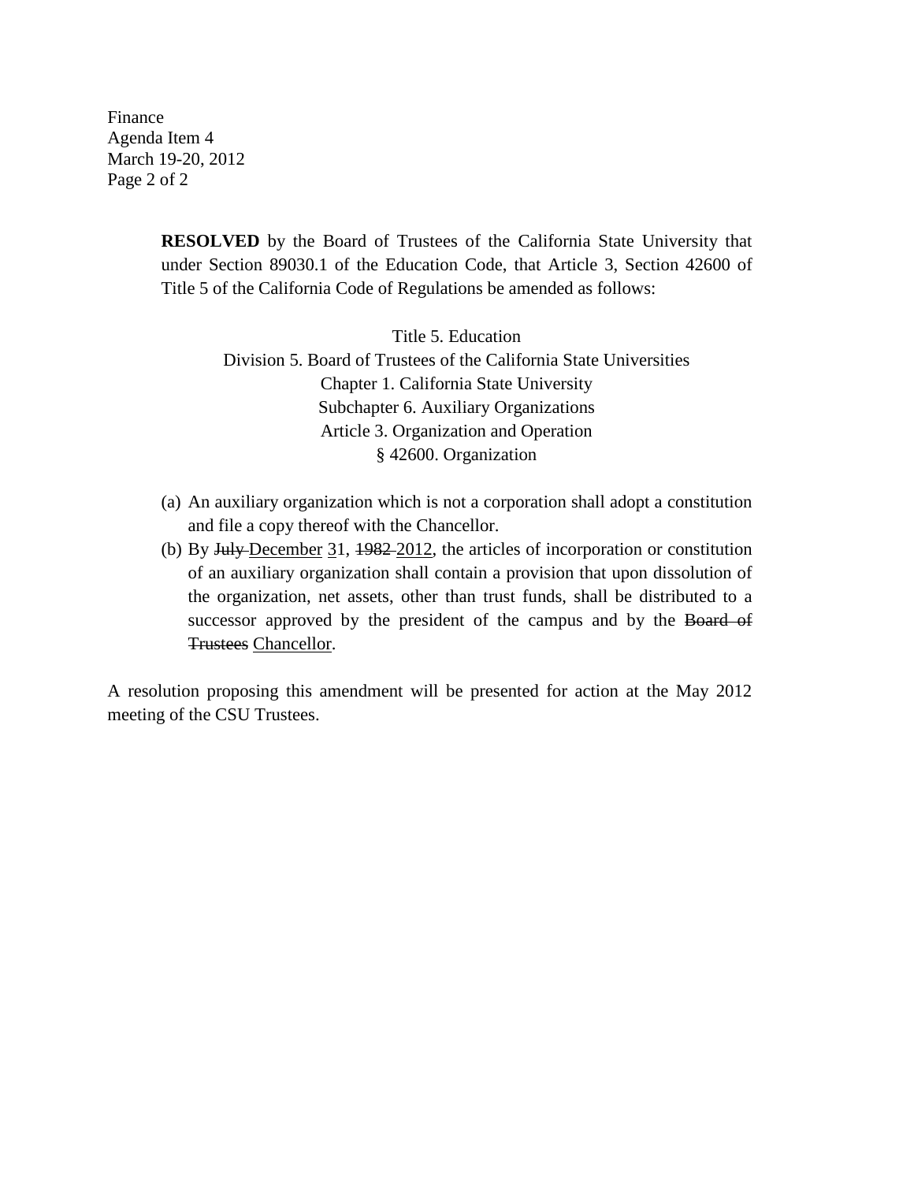**RESOLVED** by the Board of Trustees of the California State University that under Section 89030.1 of the Education Code, that Article 3, Section 42600 of Title 5 of the California Code of Regulations be amended as follows:

Title 5. Education
Division 5. Board of Trustees of the California State Universities
Chapter 1. California State University
Subchapter 6. Auxiliary Organizations
Article 3. Organization and Operation
§ 42600. Organization

(a) An auxiliary organization which is not a corporation shall adopt a constitution and file a copy thereof with the Chancellor.

(b) By ~~July~~ <u>December</u> <u>3</u>1, ~~1982~~ <u>2012</u>, the articles of incorporation or constitution of an auxiliary organization shall contain a provision that upon dissolution of the organization, net assets, other than trust funds, shall be distributed to a successor approved by the president of the campus and by the ~~Board of Trustees~~ <u>Chancellor</u>.

A resolution proposing this amendment will be presented for action at the May 2012 meeting of the CSU Trustees.